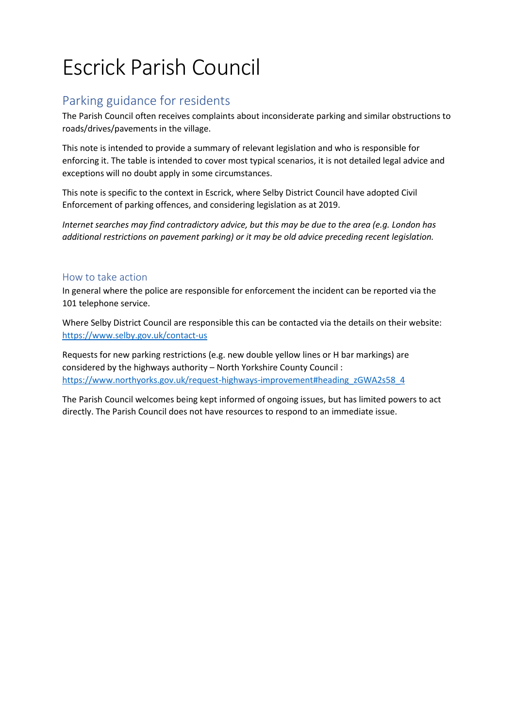# Escrick Parish Council

## Parking guidance for residents

The Parish Council often receives complaints about inconsiderate parking and similar obstructions to roads/drives/pavements in the village.

This note is intended to provide a summary of relevant legislation and who is responsible for enforcing it. The table is intended to cover most typical scenarios, it is not detailed legal advice and exceptions will no doubt apply in some circumstances.

This note is specific to the context in Escrick, where Selby District Council have adopted Civil Enforcement of parking offences, and considering legislation as at 2019.

*Internet searches may find contradictory advice, but this may be due to the area (e.g. London has additional restrictions on pavement parking) or it may be old advice preceding recent legislation.*

### How to take action

In general where the police are responsible for enforcement the incident can be reported via the 101 telephone service.

Where Selby District Council are responsible this can be contacted via the details on their website: https://www.selby.gov.uk/contact-us

Requests for new parking restrictions (e.g. new double yellow lines or H bar markings) are considered by the highways authority – North Yorkshire County Council : https://www.northyorks.gov.uk/request-highways-improvement#heading_zGWA2s58_4

The Parish Council welcomes being kept informed of ongoing issues, but has limited powers to act directly. The Parish Council does not have resources to respond to an immediate issue.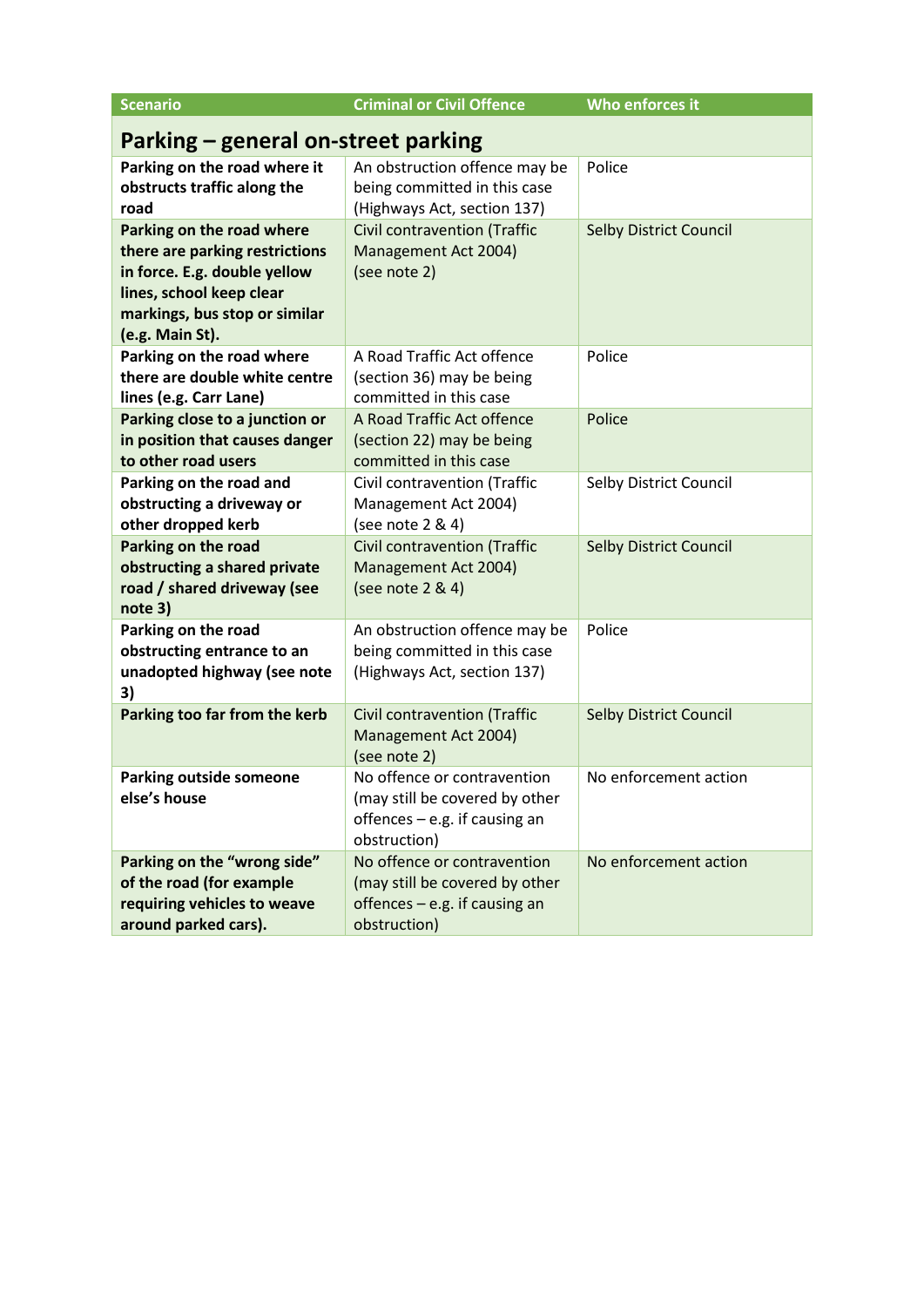| Scenario | Criminal or Civil Offence | Who enforces it |
|---|---|---|
| **Parking – general on-street parking** | | |
| **Parking on the road where it obstructs traffic along the road** | An obstruction offence may be being committed in this case (Highways Act, section 137) | Police |
| **Parking on the road where there are parking restrictions in force. E.g. double yellow lines, school keep clear markings, bus stop or similar (e.g. Main St).** | Civil contravention (Traffic Management Act 2004) (see note 2) | Selby District Council |
| **Parking on the road where there are double white centre lines (e.g. Carr Lane)** | A Road Traffic Act offence (section 36) may be being committed in this case | Police |
| **Parking close to a junction or in position that causes danger to other road users** | A Road Traffic Act offence (section 22) may be being committed in this case | Police |
| **Parking on the road and obstructing a driveway or other dropped kerb** | Civil contravention (Traffic Management Act 2004) (see note 2 & 4) | Selby District Council |
| **Parking on the road obstructing a shared private road / shared driveway (see note 3)** | Civil contravention (Traffic Management Act 2004) (see note 2 & 4) | Selby District Council |
| **Parking on the road obstructing entrance to an unadopted highway (see note 3)** | An obstruction offence may be being committed in this case (Highways Act, section 137) | Police |
| **Parking too far from the kerb** | Civil contravention (Traffic Management Act 2004) (see note 2) | Selby District Council |
| **Parking outside someone else's house** | No offence or contravention (may still be covered by other offences – e.g. if causing an obstruction) | No enforcement action |
| **Parking on the "wrong side" of the road (for example requiring vehicles to weave around parked cars).** | No offence or contravention (may still be covered by other offences – e.g. if causing an obstruction) | No enforcement action |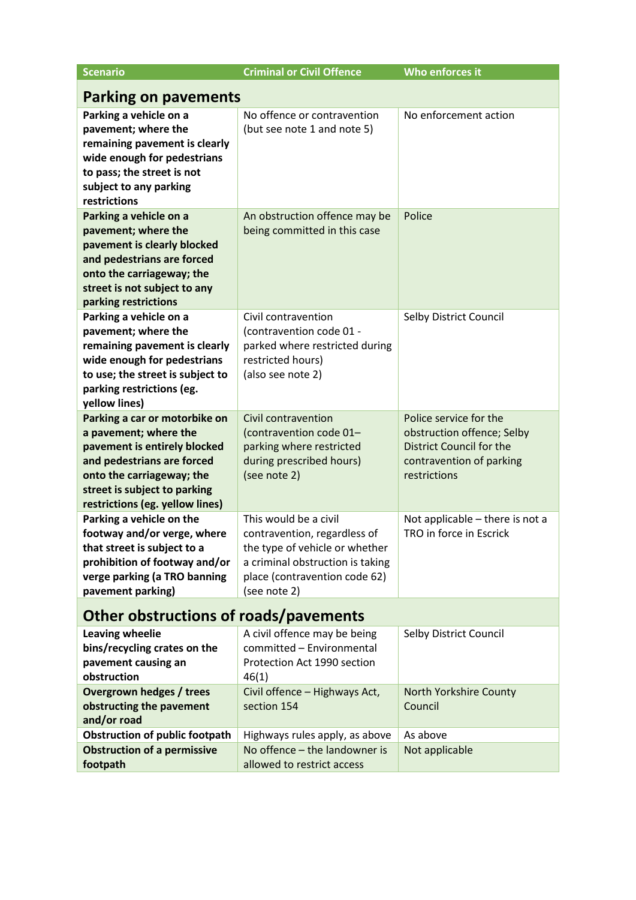| Scenario | Criminal or Civil Offence | Who enforces it |
|---|---|---|
| **Parking on pavements** | | |
| **Parking a vehicle on a pavement; where the remaining pavement is clearly wide enough for pedestrians to pass; the street is not subject to any parking restrictions** | No offence or contravention (but see note 1 and note 5) | No enforcement action |
| **Parking a vehicle on a pavement; where the pavement is clearly blocked and pedestrians are forced onto the carriageway; the street is not subject to any parking restrictions** | An obstruction offence may be being committed in this case | Police |
| **Parking a vehicle on a pavement; where the remaining pavement is clearly wide enough for pedestrians to use; the street is subject to parking restrictions (eg. yellow lines)** | Civil contravention (contravention code 01 - parked where restricted during restricted hours) (also see note 2) | Selby District Council |
| **Parking a car or motorbike on a pavement; where the pavement is entirely blocked and pedestrians are forced onto the carriageway; the street is subject to parking restrictions (eg. yellow lines)** | Civil contravention (contravention code 01– parking where restricted during prescribed hours) (see note 2) | Police service for the obstruction offence; Selby District Council for the contravention of parking restrictions |
| **Parking a vehicle on the footway and/or verge, where that street is subject to a prohibition of footway and/or verge parking (a TRO banning pavement parking)** | This would be a civil contravention, regardless of the type of vehicle or whether a criminal obstruction is taking place (contravention code 62) (see note 2) | Not applicable – there is not a TRO in force in Escrick |
| **Other obstructions of roads/pavements** | | |
| **Leaving wheelie bins/recycling crates on the pavement causing an obstruction** | A civil offence may be being committed – Environmental Protection Act 1990 section 46(1) | Selby District Council |
| **Overgrown hedges / trees obstructing the pavement and/or road** | Civil offence – Highways Act, section 154 | North Yorkshire County Council |
| **Obstruction of public footpath** | Highways rules apply, as above | As above |
| **Obstruction of a permissive footpath** | No offence – the landowner is allowed to restrict access | Not applicable |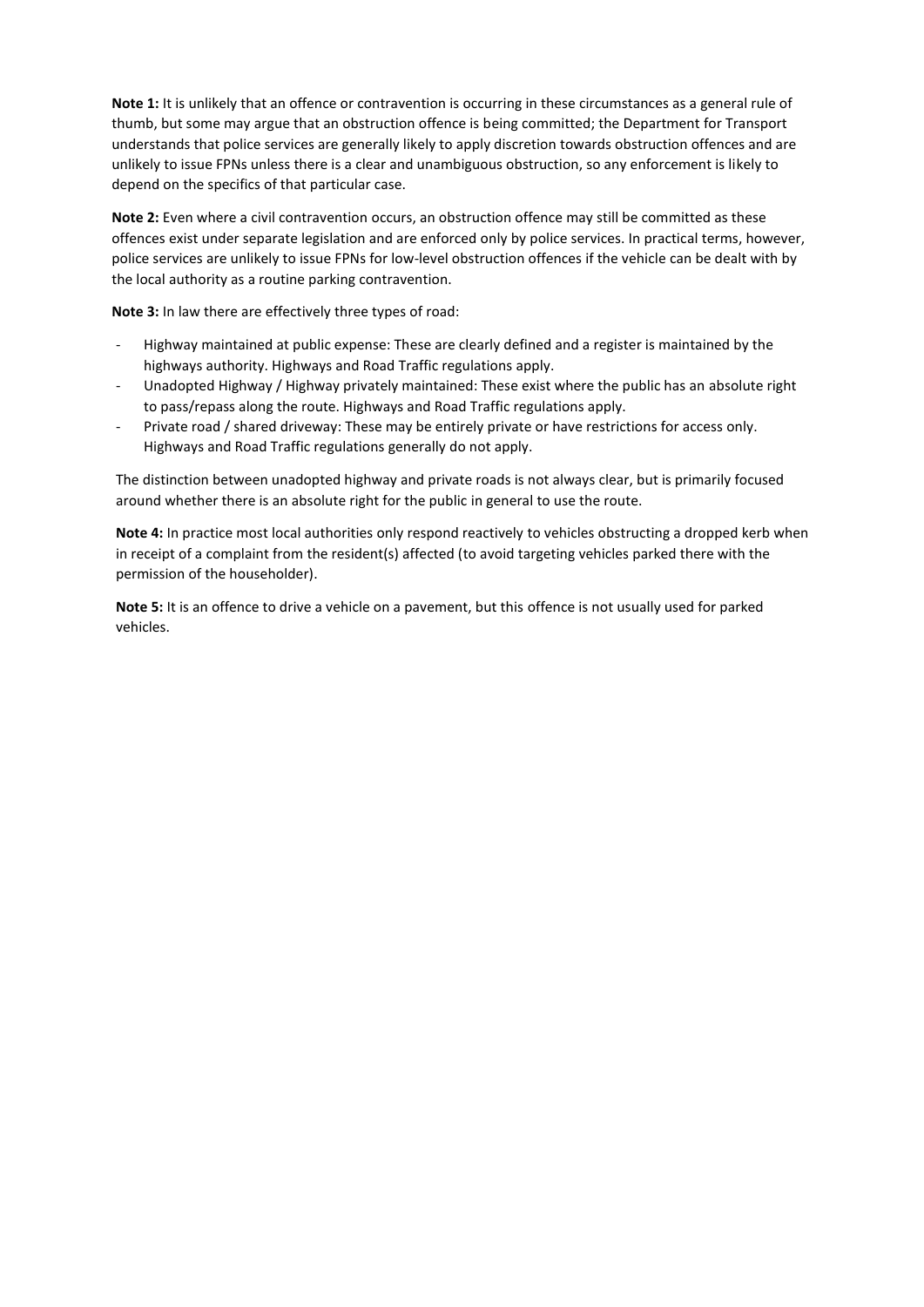**Note 1:** It is unlikely that an offence or contravention is occurring in these circumstances as a general rule of thumb, but some may argue that an obstruction offence is being committed; the Department for Transport understands that police services are generally likely to apply discretion towards obstruction offences and are unlikely to issue FPNs unless there is a clear and unambiguous obstruction, so any enforcement is likely to depend on the specifics of that particular case.

**Note 2:** Even where a civil contravention occurs, an obstruction offence may still be committed as these offences exist under separate legislation and are enforced only by police services. In practical terms, however, police services are unlikely to issue FPNs for low-level obstruction offences if the vehicle can be dealt with by the local authority as a routine parking contravention.

**Note 3:** In law there are effectively three types of road:

- Highway maintained at public expense: These are clearly defined and a register is maintained by the highways authority. Highways and Road Traffic regulations apply.
- Unadopted Highway / Highway privately maintained: These exist where the public has an absolute right to pass/repass along the route. Highways and Road Traffic regulations apply.
- Private road / shared driveway: These may be entirely private or have restrictions for access only. Highways and Road Traffic regulations generally do not apply.

The distinction between unadopted highway and private roads is not always clear, but is primarily focused around whether there is an absolute right for the public in general to use the route.

**Note 4:** In practice most local authorities only respond reactively to vehicles obstructing a dropped kerb when in receipt of a complaint from the resident(s) affected (to avoid targeting vehicles parked there with the permission of the householder).

**Note 5:** It is an offence to drive a vehicle on a pavement, but this offence is not usually used for parked vehicles.